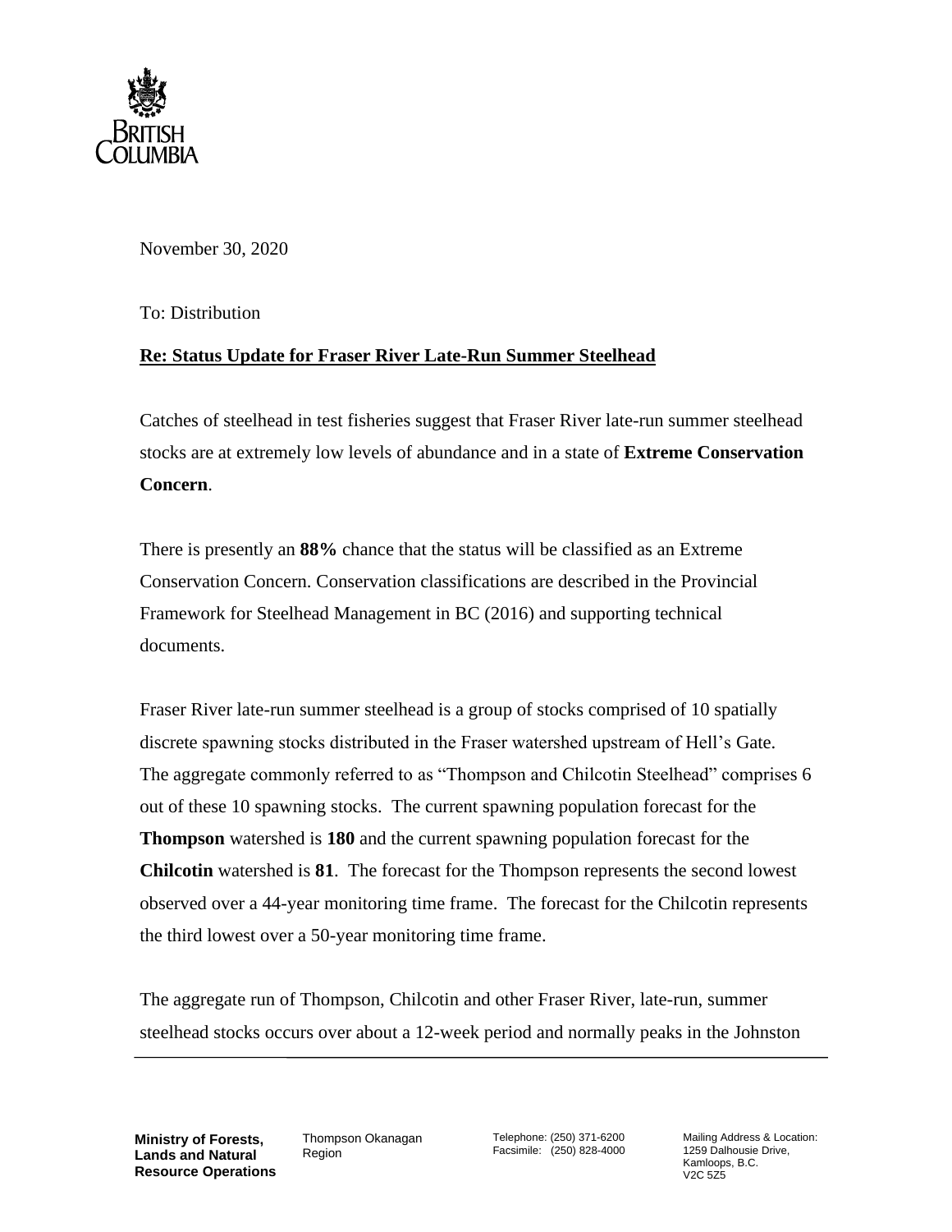November 30, 2020

To: Distribution

**Re: Status Update for Fraser River Late-Run Summer Steelhead**

Catches of steelhead in test fisheries suggest that Fraser River late-run summer steelhead stocks are at extremely low levels of abundance and in a state of **Extreme Conservation Concern**.

There is presently an **88%** chance that the status will be classified as an Extreme Conservation Concern. Conservation classifications are described in the Provincial Framework for Steelhead Management in BC (2016) and supporting technical documents.

Fraser River late-run summer steelhead is a group of stocks comprised of 10 spatially discrete spawning stocks distributed in the Fraser watershed upstream of Hell's Gate. The aggregate commonly referred to as "Thompson and Chilcotin Steelhead" comprises 6 out of these 10 spawning stocks. The current spawning population forecast for the **Thompson** watershed is **180** and the current spawning population forecast for the **Chilcotin** watershed is **81**. The forecast for the Thompson represents the second lowest observed over a 44-year monitoring time frame. The forecast for the Chilcotin represents the third lowest over a 50-year monitoring time frame.

The aggregate run of Thompson, Chilcotin and other Fraser River, late-run, summer steelhead stocks occurs over about a 12-week period and normally peaks in the Johnston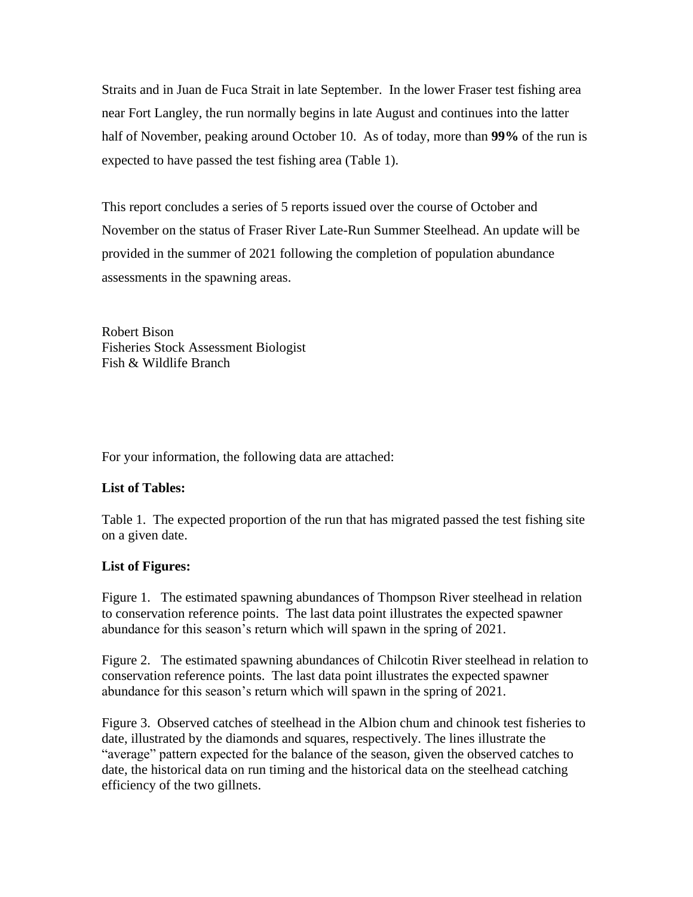Straits and in Juan de Fuca Strait in late September. In the lower Fraser test fishing area near Fort Langley, the run normally begins in late August and continues into the latter half of November, peaking around October 10. As of today, more than **99%** of the run is expected to have passed the test fishing area (Table 1).

This report concludes a series of 5 reports issued over the course of October and November on the status of Fraser River Late-Run Summer Steelhead. An update will be provided in the summer of 2021 following the completion of population abundance assessments in the spawning areas.

Robert Bison
Fisheries Stock Assessment Biologist
Fish & Wildlife Branch

For your information, the following data are attached:

**List of Tables:**

Table 1. The expected proportion of the run that has migrated passed the test fishing site on a given date.

**List of Figures:**

Figure 1. The estimated spawning abundances of Thompson River steelhead in relation to conservation reference points. The last data point illustrates the expected spawner abundance for this season's return which will spawn in the spring of 2021.

Figure 2. The estimated spawning abundances of Chilcotin River steelhead in relation to conservation reference points. The last data point illustrates the expected spawner abundance for this season's return which will spawn in the spring of 2021.

Figure 3. Observed catches of steelhead in the Albion chum and chinook test fisheries to date, illustrated by the diamonds and squares, respectively. The lines illustrate the "average" pattern expected for the balance of the season, given the observed catches to date, the historical data on run timing and the historical data on the steelhead catching efficiency of the two gillnets.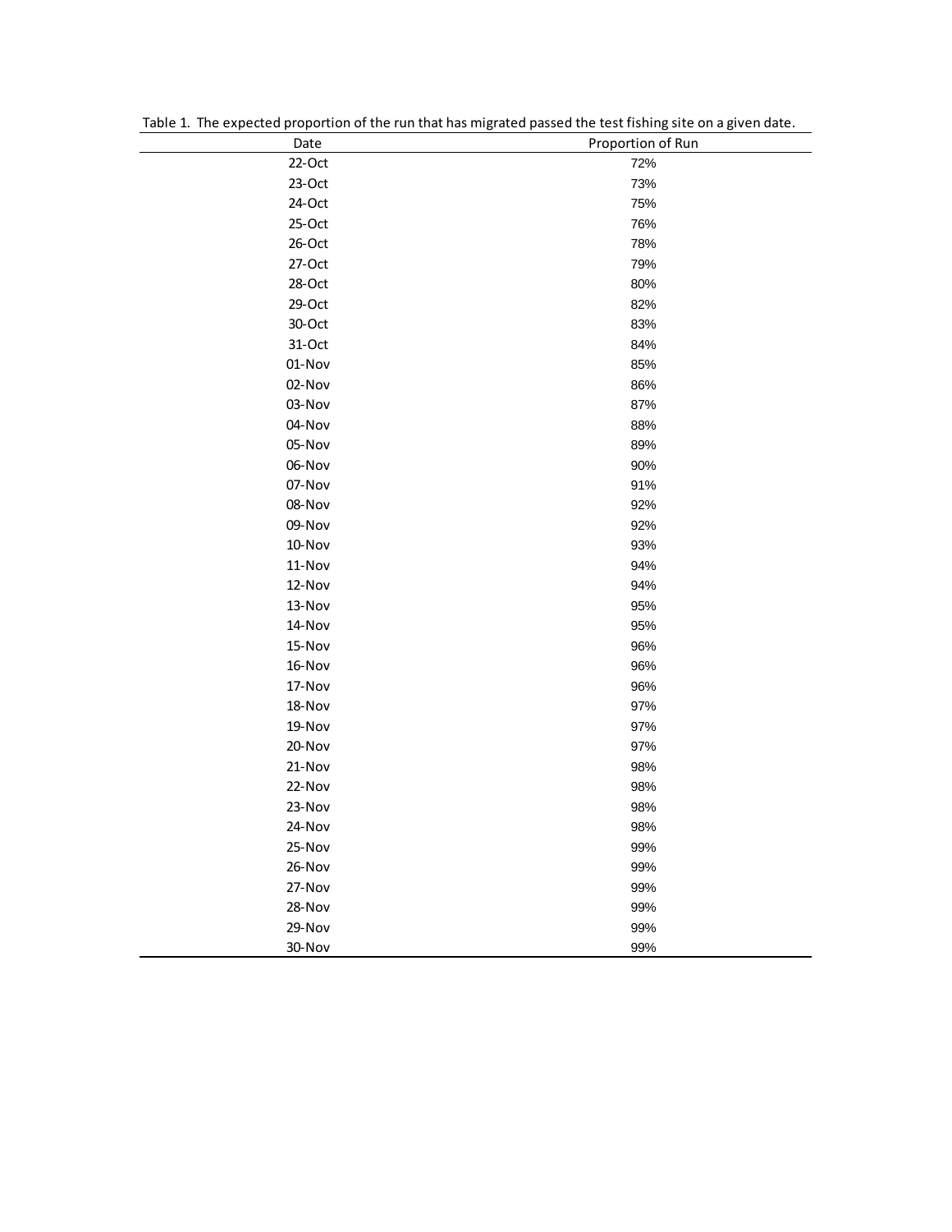Table 1. The expected proportion of the run that has migrated passed the test fishing site on a given date.

| Date | Proportion of Run |
|---|---|
| 22-Oct | 72% |
| 23-Oct | 73% |
| 24-Oct | 75% |
| 25-Oct | 76% |
| 26-Oct | 78% |
| 27-Oct | 79% |
| 28-Oct | 80% |
| 29-Oct | 82% |
| 30-Oct | 83% |
| 31-Oct | 84% |
| 01-Nov | 85% |
| 02-Nov | 86% |
| 03-Nov | 87% |
| 04-Nov | 88% |
| 05-Nov | 89% |
| 06-Nov | 90% |
| 07-Nov | 91% |
| 08-Nov | 92% |
| 09-Nov | 92% |
| 10-Nov | 93% |
| 11-Nov | 94% |
| 12-Nov | 94% |
| 13-Nov | 95% |
| 14-Nov | 95% |
| 15-Nov | 96% |
| 16-Nov | 96% |
| 17-Nov | 96% |
| 18-Nov | 97% |
| 19-Nov | 97% |
| 20-Nov | 97% |
| 21-Nov | 98% |
| 22-Nov | 98% |
| 23-Nov | 98% |
| 24-Nov | 98% |
| 25-Nov | 99% |
| 26-Nov | 99% |
| 27-Nov | 99% |
| 28-Nov | 99% |
| 29-Nov | 99% |
| 30-Nov | 99% |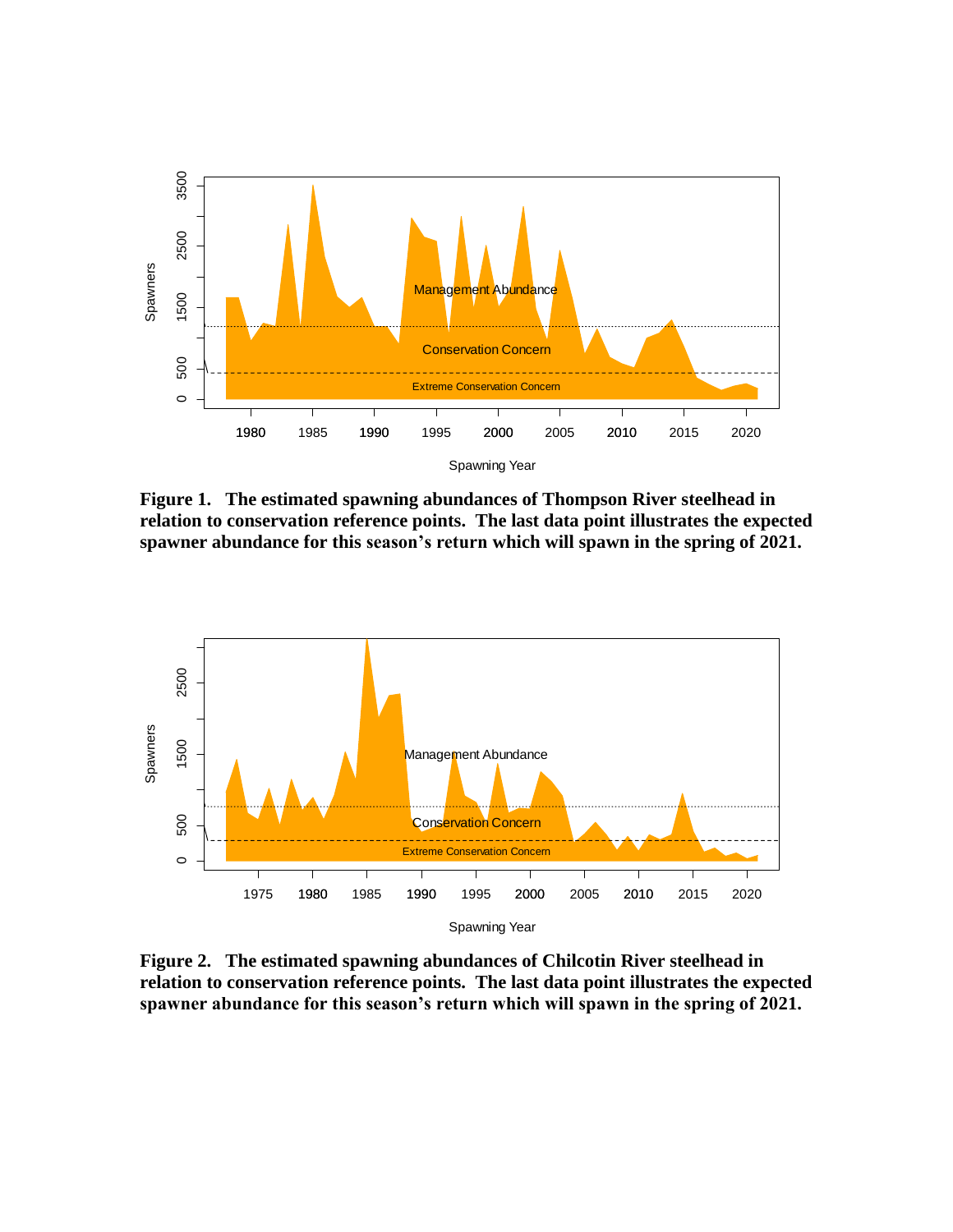**Figure 1. The estimated spawning abundances of Thompson River steelhead in relation to conservation reference points. The last data point illustrates the expected spawner abundance for this season's return which will spawn in the spring of 2021.**

**Figure 2. The estimated spawning abundances of Chilcotin River steelhead in relation to conservation reference points. The last data point illustrates the expected spawner abundance for this season's return which will spawn in the spring of 2021.**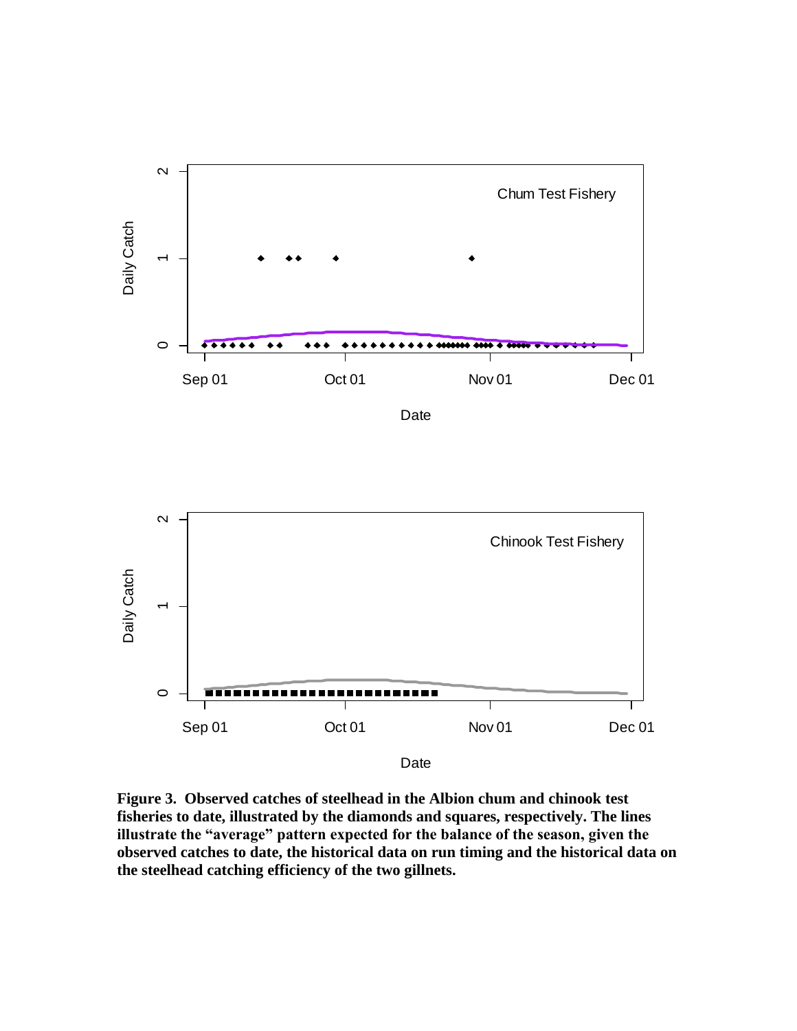Chum Test Fishery

Daily Catch

2

1

0

Sep 01

Oct 01

Nov 01

Dec 01

Date

Chinook Test Fishery

Daily Catch

2

1

0

Sep 01

Oct 01

Nov 01

Dec 01

Date

**Figure 3. Observed catches of steelhead in the Albion chum and chinook test fisheries to date, illustrated by the diamonds and squares, respectively. The lines illustrate the "average" pattern expected for the balance of the season, given the observed catches to date, the historical data on run timing and the historical data on the steelhead catching efficiency of the two gillnets.**